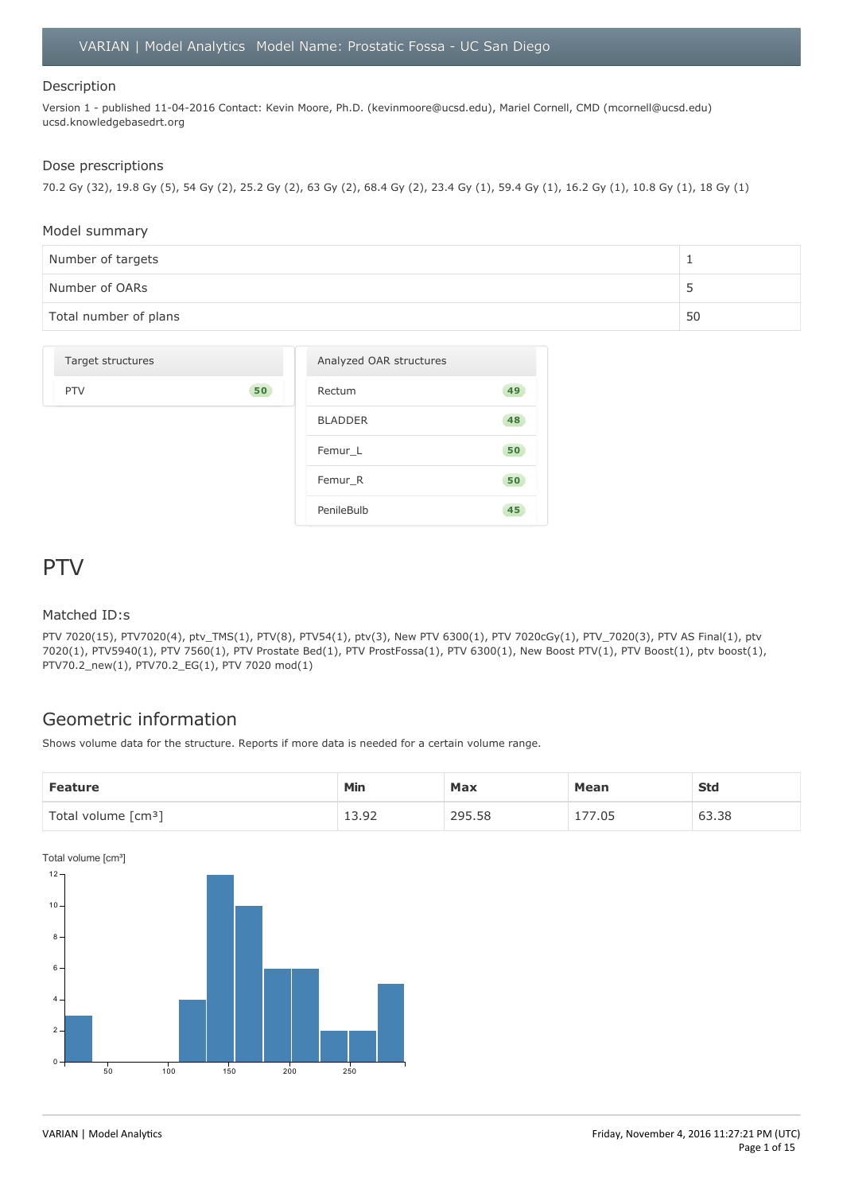VARIAN | Model Analytics Model Name: Prostatic Fossa - UC San Diego

## Description

Version 1 - published 11-04-2016 Contact: Kevin Moore, Ph.D. (kevinmoore@ucsd.edu), Mariel Cornell, CMD (mcornell@ucsd.edu) ucsd.knowledgebasedrt.org

## Dose prescriptions

70.2 Gy (32), 19.8 Gy (5), 54 Gy (2), 25.2 Gy (2), 63 Gy (2), 68.4 Gy (2), 23.4 Gy (1), 59.4 Gy (1), 16.2 Gy (1), 10.8 Gy (1), 18 Gy (1)

## Model summary

| | |
|---|---|
| Number of targets | 1 |
| Number of OARs | 5 |
| Total number of plans | 50 |

| Target structures | |
|---|---|
| PTV | 50 |

| Analyzed OAR structures | |
|---|---|
| Rectum | 49 |
| BLADDER | 48 |
| Femur_L | 50 |
| Femur_R | 50 |
| PenileBulb | 45 |

# PTV

## Matched ID:s

PTV 7020(15), PTV7020(4), ptv_TMS(1), PTV(8), PTV54(1), ptv(3), New PTV 6300(1), PTV 7020cGy(1), PTV_7020(3), PTV AS Final(1), ptv 7020(1), PTV5940(1), PTV 7560(1), PTV Prostate Bed(1), PTV ProstFossa(1), PTV 6300(1), New Boost PTV(1), PTV Boost(1), ptv boost(1), PTV70.2_new(1), PTV70.2_EG(1), PTV 7020 mod(1)

## Geometric information

Shows volume data for the structure. Reports if more data is needed for a certain volume range.

| Feature | Min | Max | Mean | Std |
|---|---|---|---|---|
| Total volume [cm³] | 13.92 | 295.58 | 177.05 | 63.38 |

Total volume [cm³]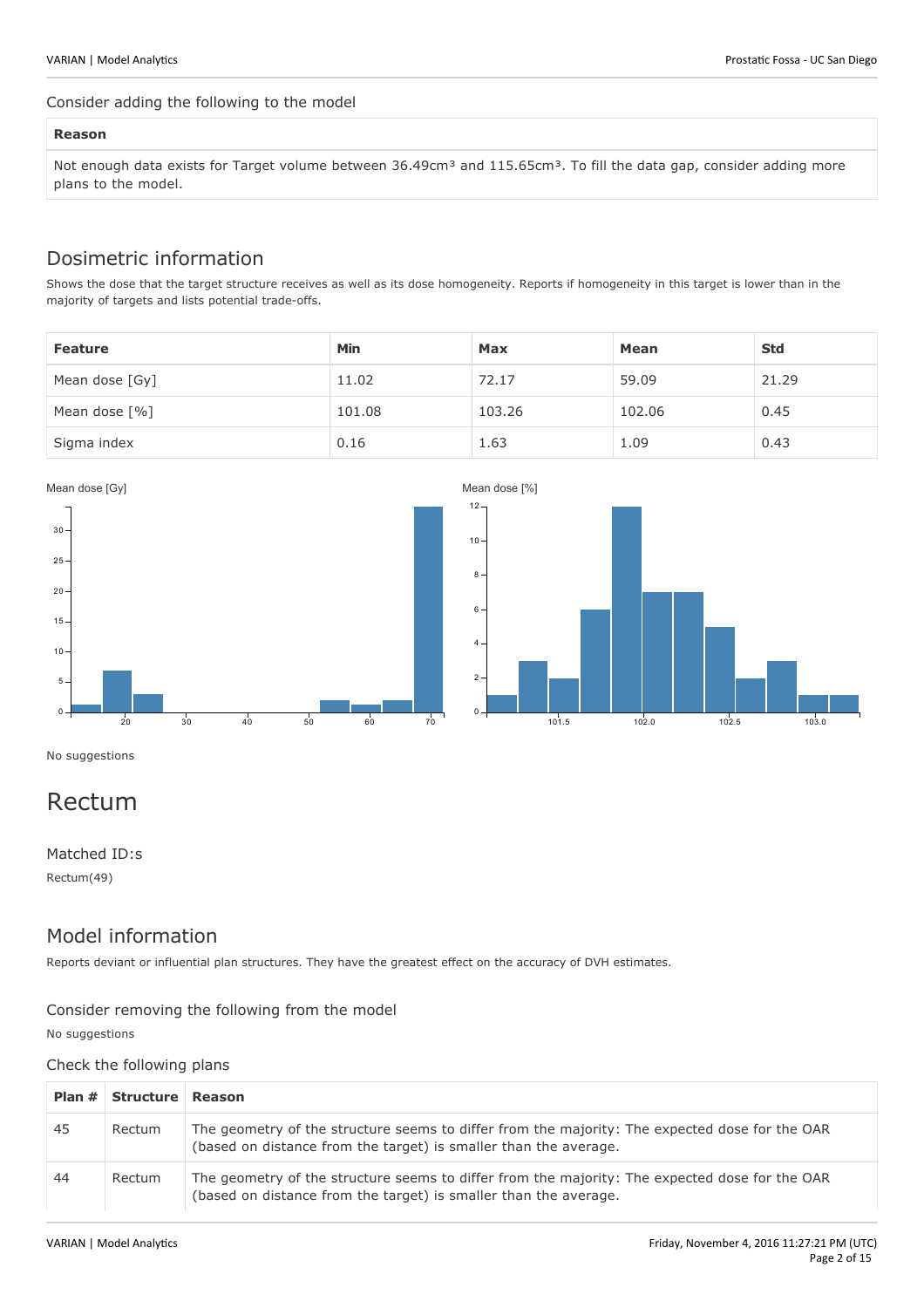Consider adding the following to the model

| Reason |
| --- |
| Not enough data exists for Target volume between 36.49cm³ and 115.65cm³. To fill the data gap, consider adding more plans to the model. |

## Dosimetric information

Shows the dose that the target structure receives as well as its dose homogeneity. Reports if homogeneity in this target is lower than in the majority of targets and lists potential trade-offs.

| Feature | Min | Max | Mean | Std |
| --- | --- | --- | --- | --- |
| Mean dose [Gy] | 11.02 | 72.17 | 59.09 | 21.29 |
| Mean dose [%] | 101.08 | 103.26 | 102.06 | 0.45 |
| Sigma index | 0.16 | 1.63 | 1.09 | 0.43 |

Mean dose [Gy]

Mean dose [%]

No suggestions

# Rectum

Matched ID:s

Rectum(49)

## Model information

Reports deviant or influential plan structures. They have the greatest effect on the accuracy of DVH estimates.

Consider removing the following from the model

No suggestions

Check the following plans

| Plan # | Structure | Reason |
| --- | --- | --- |
| 45 | Rectum | The geometry of the structure seems to differ from the majority: The expected dose for the OAR (based on distance from the target) is smaller than the average. |
| 44 | Rectum | The geometry of the structure seems to differ from the majority: The expected dose for the OAR (based on distance from the target) is smaller than the average. |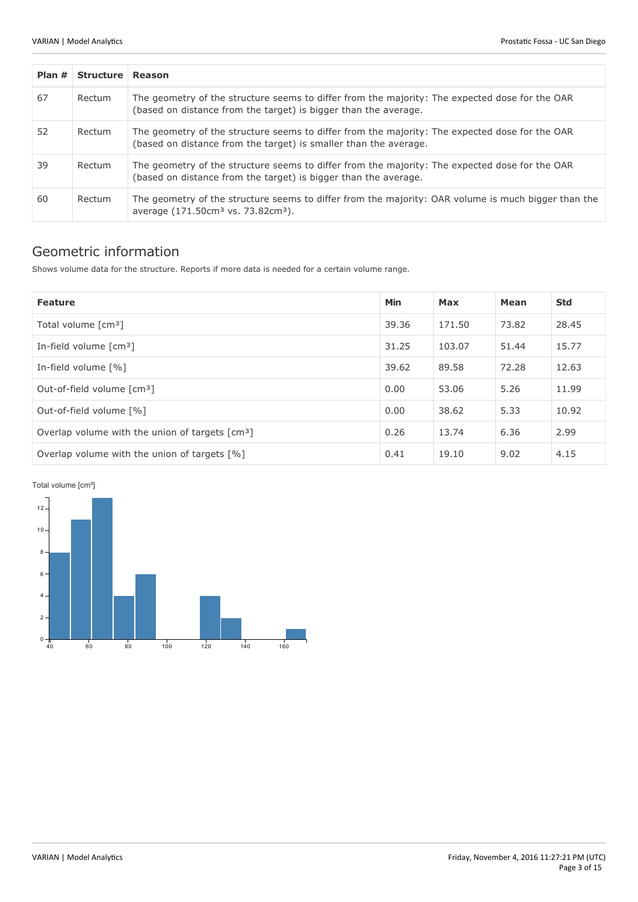| Plan # | Structure | Reason |
| --- | --- | --- |
| 67 | Rectum | The geometry of the structure seems to differ from the majority: The expected dose for the OAR (based on distance from the target) is bigger than the average. |
| 52 | Rectum | The geometry of the structure seems to differ from the majority: The expected dose for the OAR (based on distance from the target) is smaller than the average. |
| 39 | Rectum | The geometry of the structure seems to differ from the majority: The expected dose for the OAR (based on distance from the target) is bigger than the average. |
| 60 | Rectum | The geometry of the structure seems to differ from the majority: OAR volume is much bigger than the average (171.50cm³ vs. 73.82cm³). |

## Geometric information

Shows volume data for the structure. Reports if more data is needed for a certain volume range.

| Feature | Min | Max | Mean | Std |
| --- | --- | --- | --- | --- |
| Total volume [cm³] | 39.36 | 171.50 | 73.82 | 28.45 |
| In-field volume [cm³] | 31.25 | 103.07 | 51.44 | 15.77 |
| In-field volume [%] | 39.62 | 89.58 | 72.28 | 12.63 |
| Out-of-field volume [cm³] | 0.00 | 53.06 | 5.26 | 11.99 |
| Out-of-field volume [%] | 0.00 | 38.62 | 5.33 | 10.92 |
| Overlap volume with the union of targets [cm³] | 0.26 | 13.74 | 6.36 | 2.99 |
| Overlap volume with the union of targets [%] | 0.41 | 19.10 | 9.02 | 4.15 |

Total volume [cm³]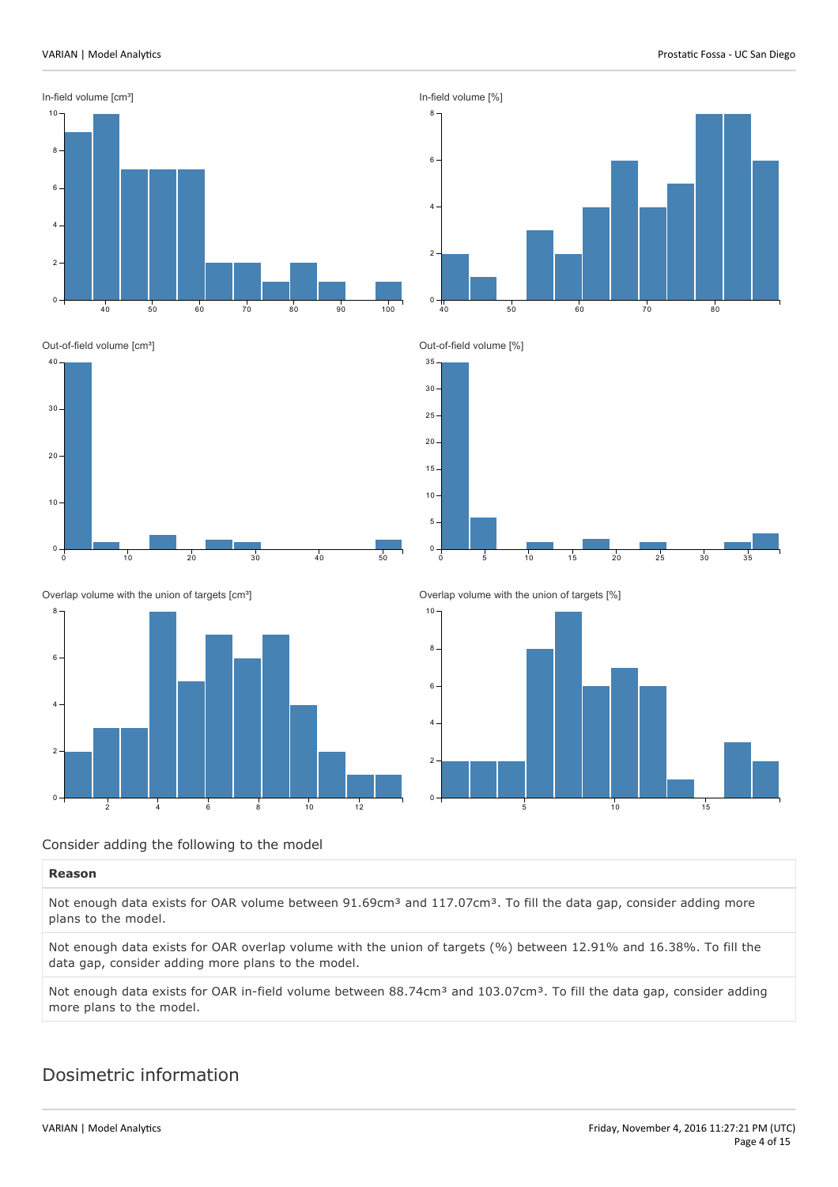In-field volume [cm³]

In-field volume [%]

Out-of-field volume [cm³]

Out-of-field volume [%]

Overlap volume with the union of targets [cm³]

Overlap volume with the union of targets [%]

Consider adding the following to the model

| Reason |
| --- |
| Not enough data exists for OAR volume between 91.69cm³ and 117.07cm³. To fill the data gap, consider adding more plans to the model. |
| Not enough data exists for OAR overlap volume with the union of targets (%) between 12.91% and 16.38%. To fill the data gap, consider adding more plans to the model. |
| Not enough data exists for OAR in-field volume between 88.74cm³ and 103.07cm³. To fill the data gap, consider adding more plans to the model. |

# Dosimetric information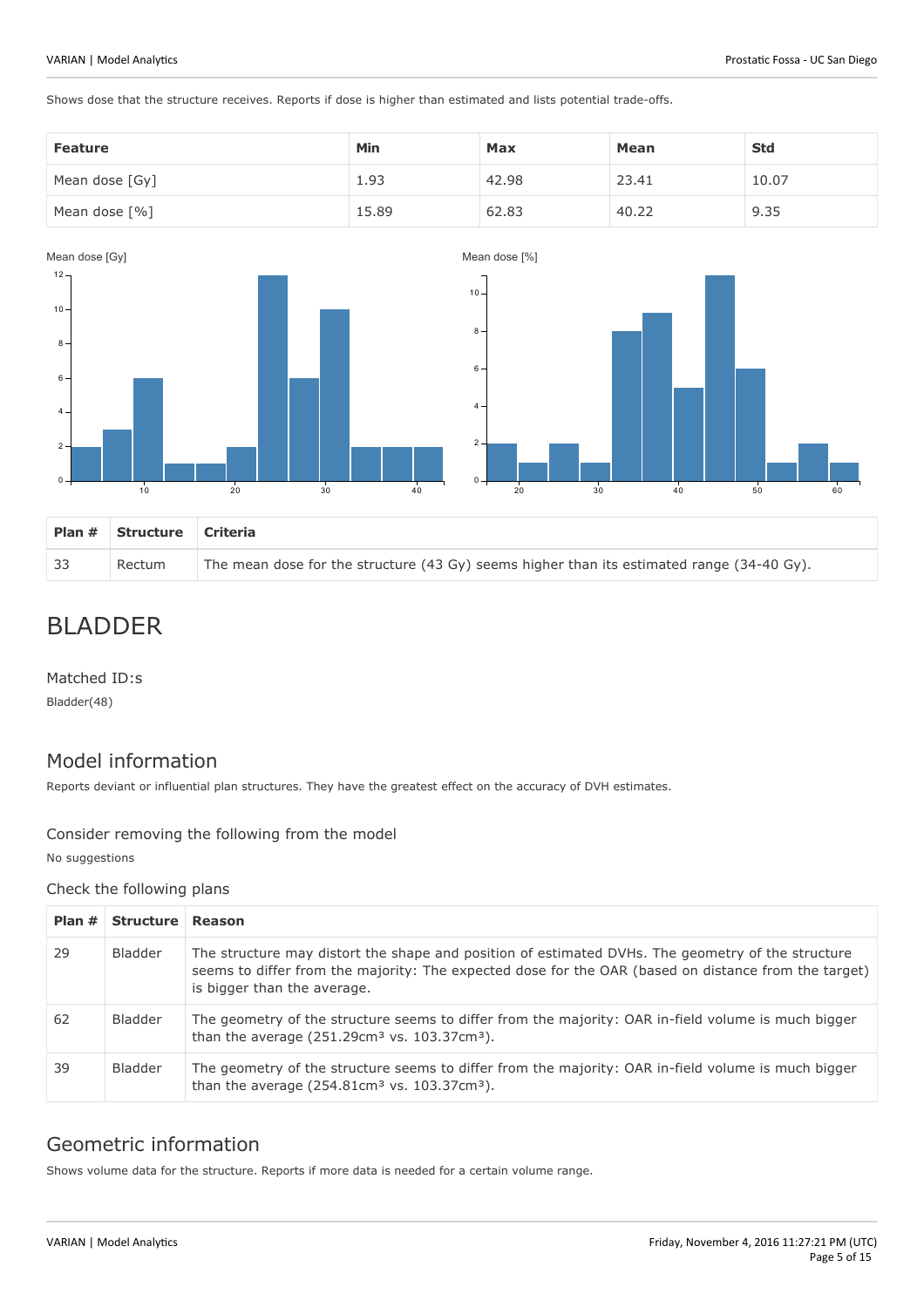Shows dose that the structure receives. Reports if dose is higher than estimated and lists potential trade-offs.

| Feature | Min | Max | Mean | Std |
|---|---|---|---|---|
| Mean dose [Gy] | 1.93 | 42.98 | 23.41 | 10.07 |
| Mean dose [%] | 15.89 | 62.83 | 40.22 | 9.35 |

| Plan # | Structure | Criteria |
|---|---|---|
| 33 | Rectum | The mean dose for the structure (43 Gy) seems higher than its estimated range (34-40 Gy). |

# BLADDER

### Matched ID:s

Bladder(48)

## Model information

Reports deviant or influential plan structures. They have the greatest effect on the accuracy of DVH estimates.

### Consider removing the following from the model

No suggestions

### Check the following plans

| Plan # | Structure | Reason |
|---|---|---|
| 29 | Bladder | The structure may distort the shape and position of estimated DVHs. The geometry of the structure seems to differ from the majority: The expected dose for the OAR (based on distance from the target) is bigger than the average. |
| 62 | Bladder | The geometry of the structure seems to differ from the majority: OAR in-field volume is much bigger than the average (251.29cm³ vs. 103.37cm³). |
| 39 | Bladder | The geometry of the structure seems to differ from the majority: OAR in-field volume is much bigger than the average (254.81cm³ vs. 103.37cm³). |

## Geometric information

Shows volume data for the structure. Reports if more data is needed for a certain volume range.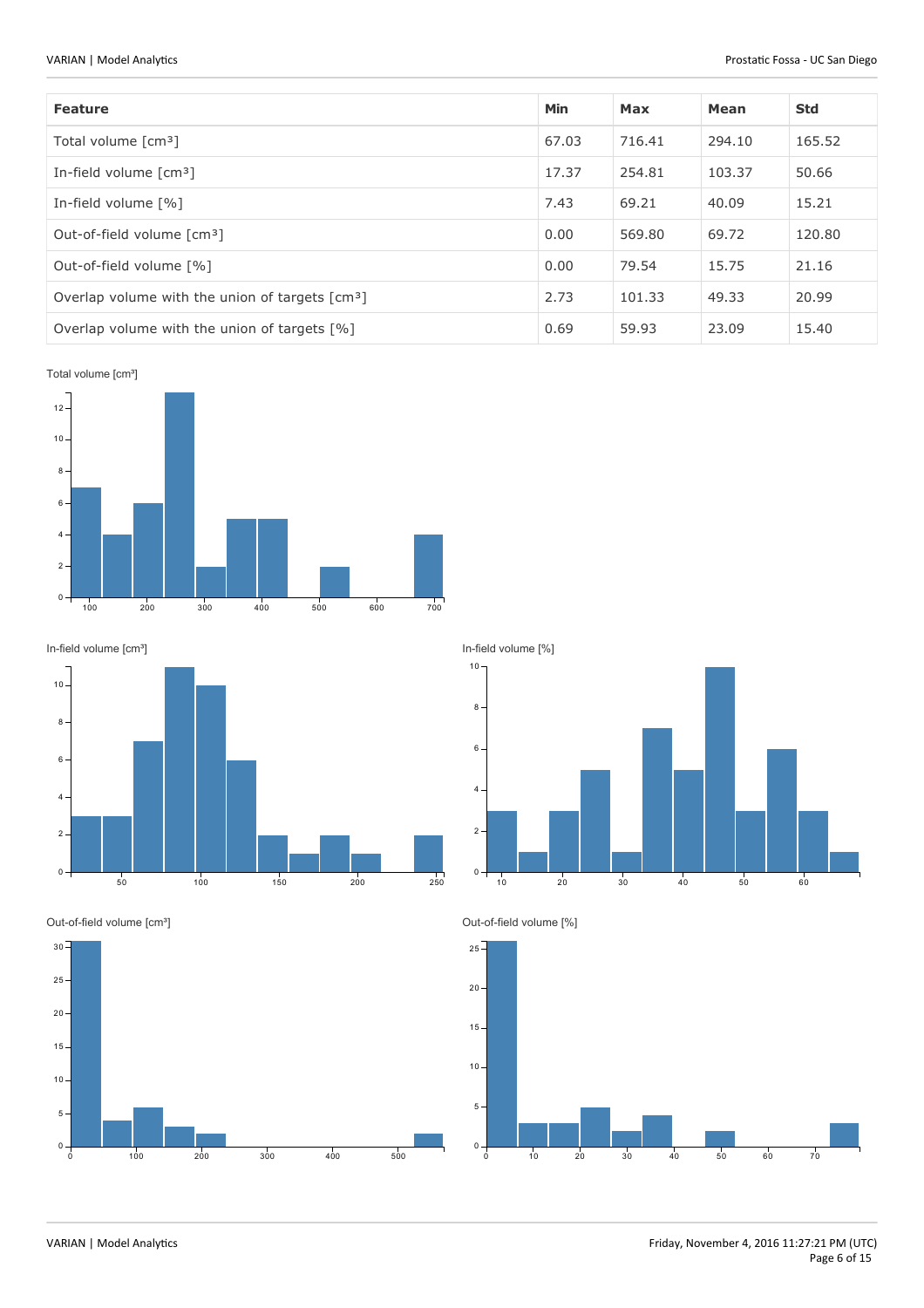| Feature | Min | Max | Mean | Std |
| --- | --- | --- | --- | --- |
| Total volume [cm³] | 67.03 | 716.41 | 294.10 | 165.52 |
| In-field volume [cm³] | 17.37 | 254.81 | 103.37 | 50.66 |
| In-field volume [%] | 7.43 | 69.21 | 40.09 | 15.21 |
| Out-of-field volume [cm³] | 0.00 | 569.80 | 69.72 | 120.80 |
| Out-of-field volume [%] | 0.00 | 79.54 | 15.75 | 21.16 |
| Overlap volume with the union of targets [cm³] | 2.73 | 101.33 | 49.33 | 20.99 |
| Overlap volume with the union of targets [%] | 0.69 | 59.93 | 23.09 | 15.40 |

Total volume [cm³]

In-field volume [cm³]

In-field volume [%]

Out-of-field volume [cm³]

Out-of-field volume [%]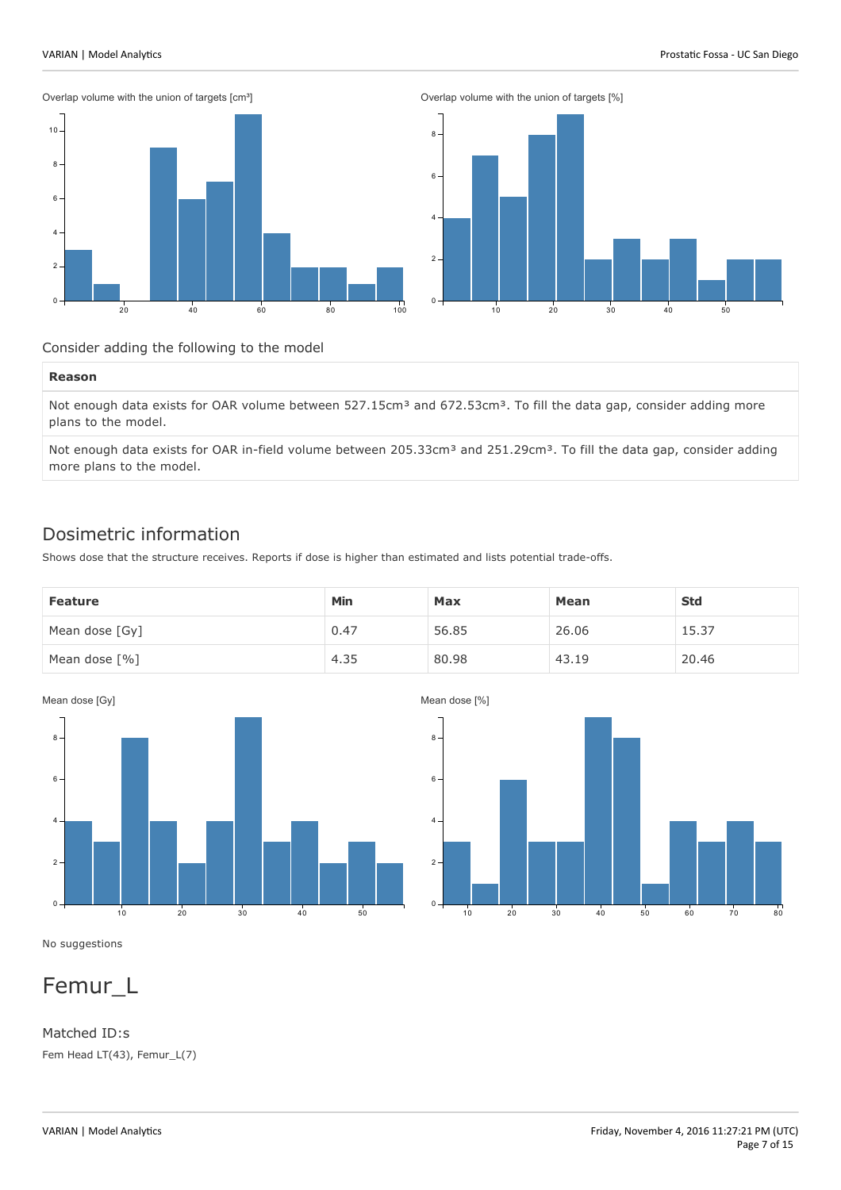Overlap volume with the union of targets [cm³]

Overlap volume with the union of targets [%]

Consider adding the following to the model

| Reason |
| --- |
| Not enough data exists for OAR volume between 527.15cm³ and 672.53cm³. To fill the data gap, consider adding more plans to the model. |
| Not enough data exists for OAR in-field volume between 205.33cm³ and 251.29cm³. To fill the data gap, consider adding more plans to the model. |

## Dosimetric information

Shows dose that the structure receives. Reports if dose is higher than estimated and lists potential trade-offs.

| Feature | Min | Max | Mean | Std |
| --- | --- | --- | --- | --- |
| Mean dose [Gy] | 0.47 | 56.85 | 26.06 | 15.37 |
| Mean dose [%] | 4.35 | 80.98 | 43.19 | 20.46 |

Mean dose [Gy]

Mean dose [%]

No suggestions

# Femur_L

### Matched ID:s

Fem Head LT(43), Femur_L(7)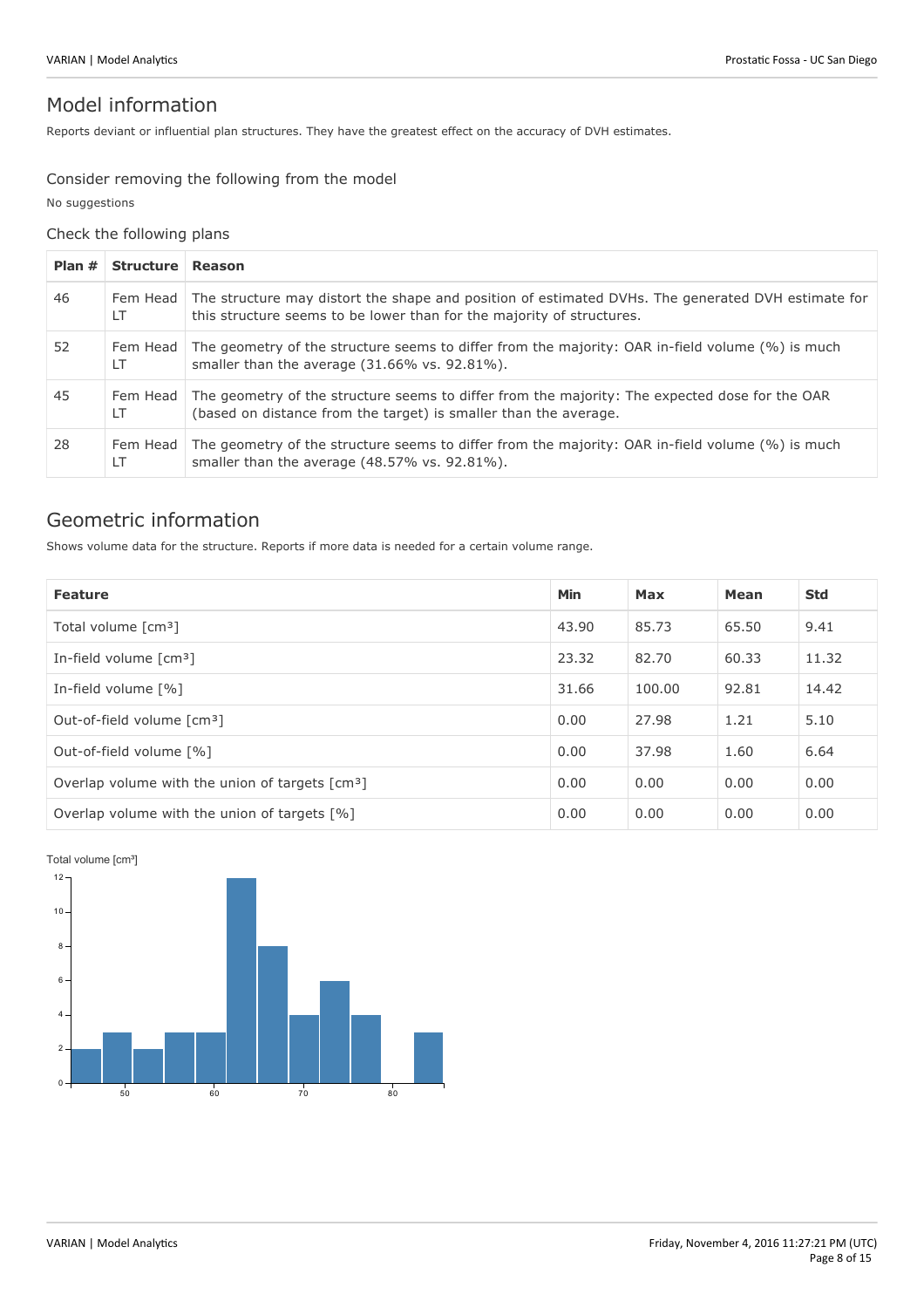## Model information

Reports deviant or influential plan structures. They have the greatest effect on the accuracy of DVH estimates.

### Consider removing the following from the model

No suggestions

### Check the following plans

| Plan # | Structure | Reason |
|---|---|---|
| 46 | Fem Head LT | The structure may distort the shape and position of estimated DVHs. The generated DVH estimate for this structure seems to be lower than for the majority of structures. |
| 52 | Fem Head LT | The geometry of the structure seems to differ from the majority: OAR in-field volume (%) is much smaller than the average (31.66% vs. 92.81%). |
| 45 | Fem Head LT | The geometry of the structure seems to differ from the majority: The expected dose for the OAR (based on distance from the target) is smaller than the average. |
| 28 | Fem Head LT | The geometry of the structure seems to differ from the majority: OAR in-field volume (%) is much smaller than the average (48.57% vs. 92.81%). |

## Geometric information

Shows volume data for the structure. Reports if more data is needed for a certain volume range.

| Feature | Min | Max | Mean | Std |
|---|---|---|---|---|
| Total volume [cm³] | 43.90 | 85.73 | 65.50 | 9.41 |
| In-field volume [cm³] | 23.32 | 82.70 | 60.33 | 11.32 |
| In-field volume [%] | 31.66 | 100.00 | 92.81 | 14.42 |
| Out-of-field volume [cm³] | 0.00 | 27.98 | 1.21 | 5.10 |
| Out-of-field volume [%] | 0.00 | 37.98 | 1.60 | 6.64 |
| Overlap volume with the union of targets [cm³] | 0.00 | 0.00 | 0.00 | 0.00 |
| Overlap volume with the union of targets [%] | 0.00 | 0.00 | 0.00 | 0.00 |

Total volume [cm³]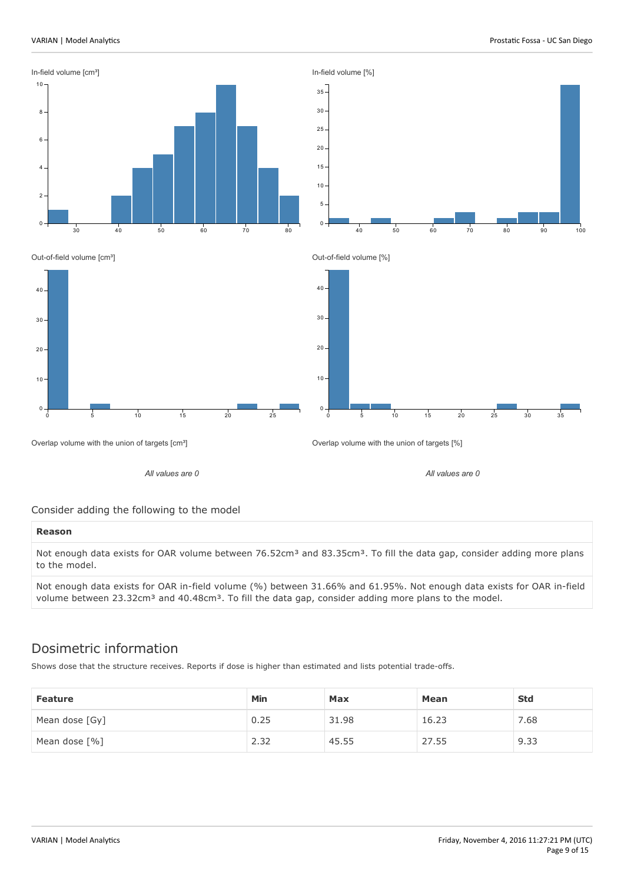In-field volume [cm³]

In-field volume [%]

Out-of-field volume [cm³]

Out-of-field volume [%]

Overlap volume with the union of targets [cm³]

*All values are 0*

Overlap volume with the union of targets [%]

*All values are 0*

### Consider adding the following to the model

| **Reason** |
| --- |
| Not enough data exists for OAR volume between 76.52cm³ and 83.35cm³. To fill the data gap, consider adding more plans to the model. |
| Not enough data exists for OAR in-field volume (%) between 31.66% and 61.95%. Not enough data exists for OAR in-field volume between 23.32cm³ and 40.48cm³. To fill the data gap, consider adding more plans to the model. |

## Dosimetric information

Shows dose that the structure receives. Reports if dose is higher than estimated and lists potential trade-offs.

| Feature | Min | Max | Mean | Std |
| --- | --- | --- | --- | --- |
| Mean dose [Gy] | 0.25 | 31.98 | 16.23 | 7.68 |
| Mean dose [%] | 2.32 | 45.55 | 27.55 | 9.33 |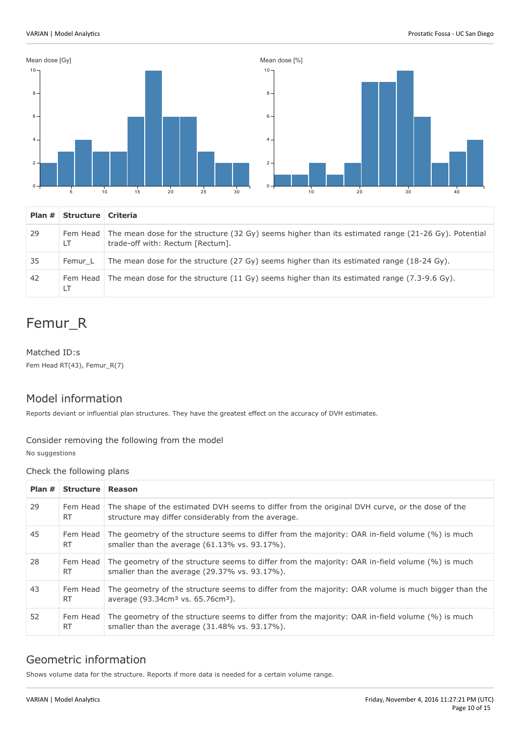Mean dose [Gy]

Mean dose [%]

| Plan # | Structure | Criteria |
|---|---|---|
| 29 | Fem Head LT | The mean dose for the structure (32 Gy) seems higher than its estimated range (21-26 Gy). Potential trade-off with: Rectum [Rectum]. |
| 35 | Femur_L | The mean dose for the structure (27 Gy) seems higher than its estimated range (18-24 Gy). |
| 42 | Fem Head LT | The mean dose for the structure (11 Gy) seems higher than its estimated range (7.3-9.6 Gy). |

# Femur_R

### Matched ID:s

Fem Head RT(43), Femur_R(7)

## Model information

Reports deviant or influential plan structures. They have the greatest effect on the accuracy of DVH estimates.

### Consider removing the following from the model

No suggestions

### Check the following plans

| Plan # | Structure | Reason |
|---|---|---|
| 29 | Fem Head RT | The shape of the estimated DVH seems to differ from the original DVH curve, or the dose of the structure may differ considerably from the average. |
| 45 | Fem Head RT | The geometry of the structure seems to differ from the majority: OAR in-field volume (%) is much smaller than the average (61.13% vs. 93.17%). |
| 28 | Fem Head RT | The geometry of the structure seems to differ from the majority: OAR in-field volume (%) is much smaller than the average (29.37% vs. 93.17%). |
| 43 | Fem Head RT | The geometry of the structure seems to differ from the majority: OAR volume is much bigger than the average (93.34cm³ vs. 65.76cm³). |
| 52 | Fem Head RT | The geometry of the structure seems to differ from the majority: OAR in-field volume (%) is much smaller than the average (31.48% vs. 93.17%). |

## Geometric information

Shows volume data for the structure. Reports if more data is needed for a certain volume range.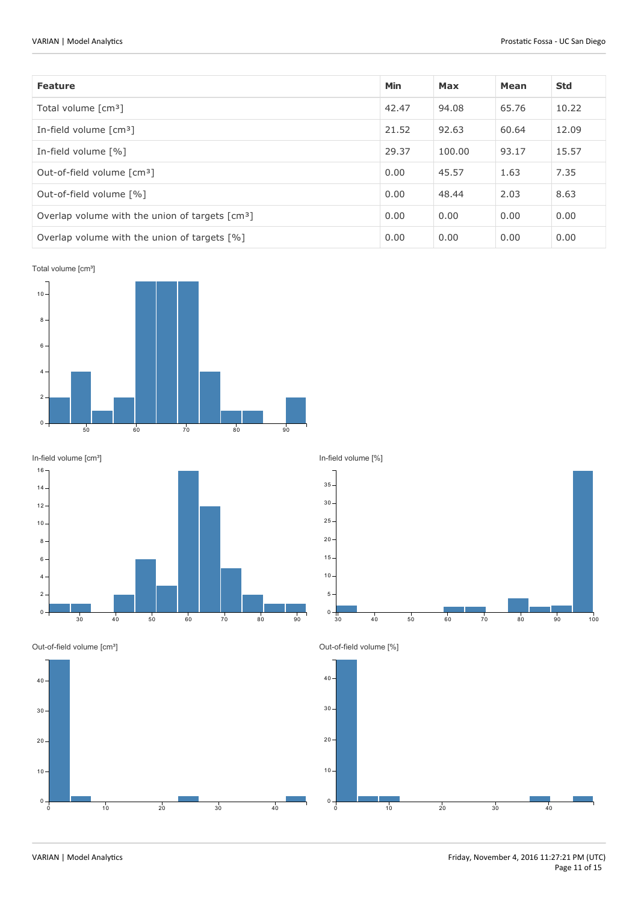| Feature | Min | Max | Mean | Std |
| --- | --- | --- | --- | --- |
| Total volume [cm³] | 42.47 | 94.08 | 65.76 | 10.22 |
| In-field volume [cm³] | 21.52 | 92.63 | 60.64 | 12.09 |
| In-field volume [%] | 29.37 | 100.00 | 93.17 | 15.57 |
| Out-of-field volume [cm³] | 0.00 | 45.57 | 1.63 | 7.35 |
| Out-of-field volume [%] | 0.00 | 48.44 | 2.03 | 8.63 |
| Overlap volume with the union of targets [cm³] | 0.00 | 0.00 | 0.00 | 0.00 |
| Overlap volume with the union of targets [%] | 0.00 | 0.00 | 0.00 | 0.00 |

Total volume [cm³]

In-field volume [cm³]

In-field volume [%]

Out-of-field volume [cm³]

Out-of-field volume [%]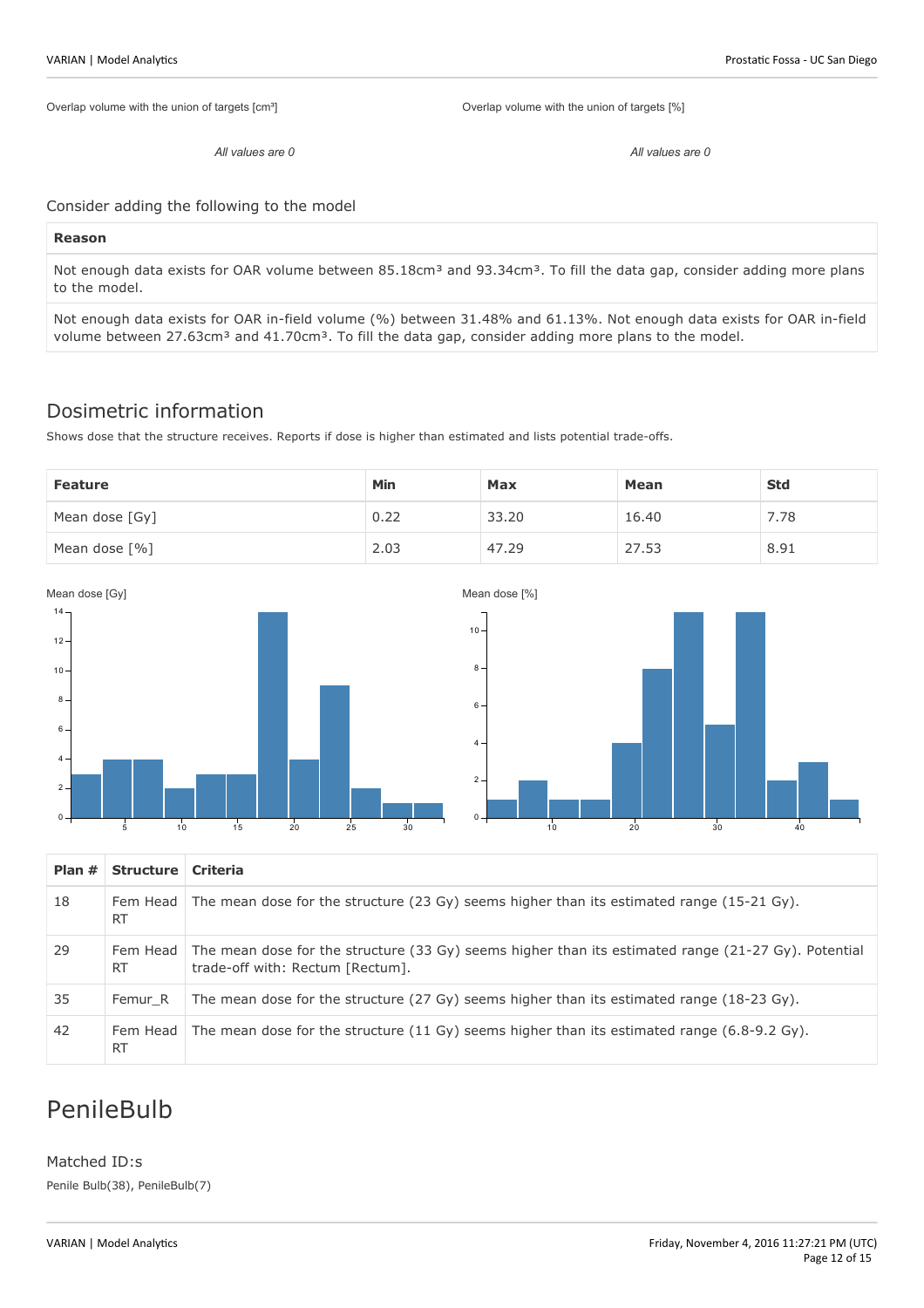Overlap volume with the union of targets [cm³]

*All values are 0*

Overlap volume with the union of targets [%]

*All values are 0*

Consider adding the following to the model

| Reason |
|---|
| Not enough data exists for OAR volume between 85.18cm³ and 93.34cm³. To fill the data gap, consider adding more plans to the model. |
| Not enough data exists for OAR in-field volume (%) between 31.48% and 61.13%. Not enough data exists for OAR in-field volume between 27.63cm³ and 41.70cm³. To fill the data gap, consider adding more plans to the model. |

## Dosimetric information

Shows dose that the structure receives. Reports if dose is higher than estimated and lists potential trade-offs.

| Feature | Min | Max | Mean | Std |
|---|---|---|---|---|
| Mean dose [Gy] | 0.22 | 33.20 | 16.40 | 7.78 |
| Mean dose [%] | 2.03 | 47.29 | 27.53 | 8.91 |

Mean dose [Gy]

Mean dose [%]

| Plan # | Structure | Criteria |
|---|---|---|
| 18 | Fem Head RT | The mean dose for the structure (23 Gy) seems higher than its estimated range (15-21 Gy). |
| 29 | Fem Head RT | The mean dose for the structure (33 Gy) seems higher than its estimated range (21-27 Gy). Potential trade-off with: Rectum [Rectum]. |
| 35 | Femur_R | The mean dose for the structure (27 Gy) seems higher than its estimated range (18-23 Gy). |
| 42 | Fem Head RT | The mean dose for the structure (11 Gy) seems higher than its estimated range (6.8-9.2 Gy). |

# PenileBulb

## Matched ID:s

Penile Bulb(38), PenileBulb(7)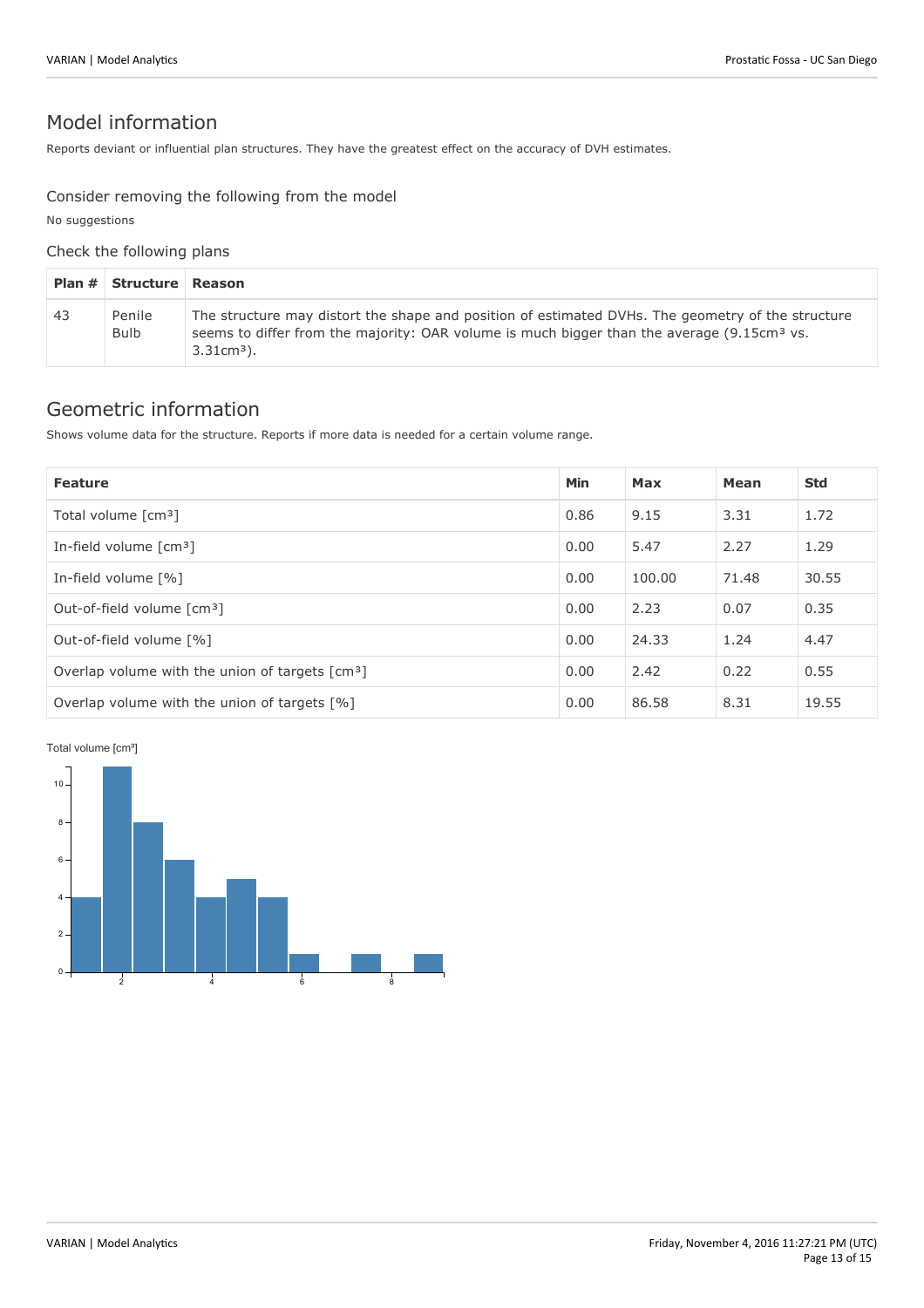# Model information

Reports deviant or influential plan structures. They have the greatest effect on the accuracy of DVH estimates.

### Consider removing the following from the model

No suggestions

### Check the following plans

| Plan # | Structure | Reason |
| --- | --- | --- |
| 43 | Penile Bulb | The structure may distort the shape and position of estimated DVHs. The geometry of the structure seems to differ from the majority: OAR volume is much bigger than the average (9.15cm³ vs. 3.31cm³). |

# Geometric information

Shows volume data for the structure. Reports if more data is needed for a certain volume range.

| Feature | Min | Max | Mean | Std |
| --- | --- | --- | --- | --- |
| Total volume [cm³] | 0.86 | 9.15 | 3.31 | 1.72 |
| In-field volume [cm³] | 0.00 | 5.47 | 2.27 | 1.29 |
| In-field volume [%] | 0.00 | 100.00 | 71.48 | 30.55 |
| Out-of-field volume [cm³] | 0.00 | 2.23 | 0.07 | 0.35 |
| Out-of-field volume [%] | 0.00 | 24.33 | 1.24 | 4.47 |
| Overlap volume with the union of targets [cm³] | 0.00 | 2.42 | 0.22 | 0.55 |
| Overlap volume with the union of targets [%] | 0.00 | 86.58 | 8.31 | 19.55 |

Total volume [cm³]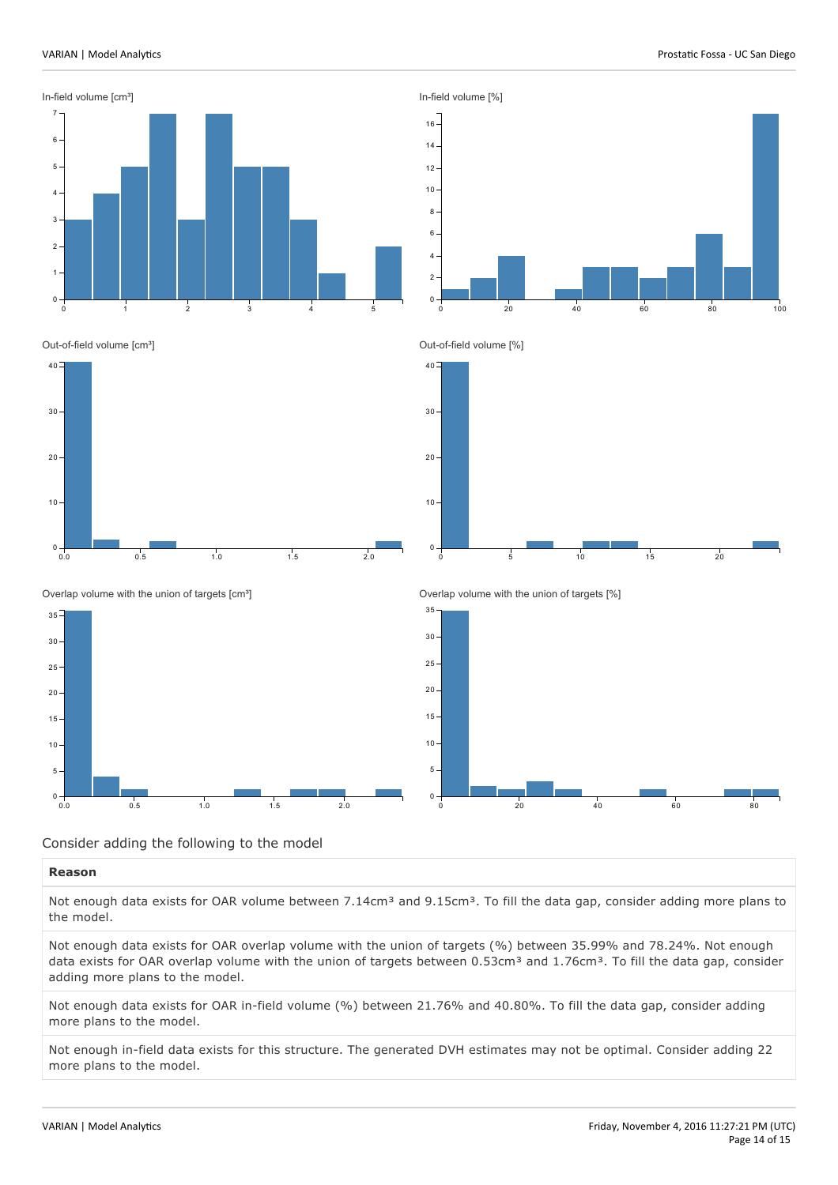In-field volume [cm³]

In-field volume [%]

Out-of-field volume [cm³]

Out-of-field volume [%]

Overlap volume with the union of targets [cm³]

Overlap volume with the union of targets [%]

Consider adding the following to the model

| Reason |
| --- |
| Not enough data exists for OAR volume between 7.14cm³ and 9.15cm³. To fill the data gap, consider adding more plans to the model. |
| Not enough data exists for OAR overlap volume with the union of targets (%) between 35.99% and 78.24%. Not enough data exists for OAR overlap volume with the union of targets between 0.53cm³ and 1.76cm³. To fill the data gap, consider adding more plans to the model. |
| Not enough data exists for OAR in-field volume (%) between 21.76% and 40.80%. To fill the data gap, consider adding more plans to the model. |
| Not enough in-field data exists for this structure. The generated DVH estimates may not be optimal. Consider adding 22 more plans to the model. |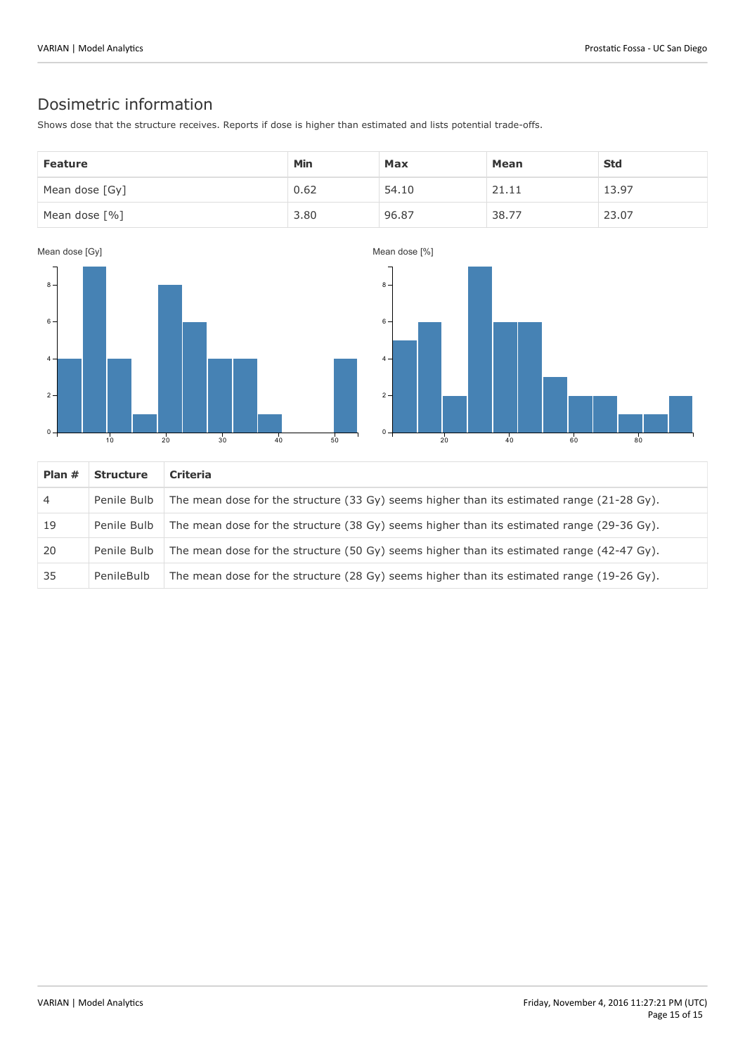## Dosimetric information

Shows dose that the structure receives. Reports if dose is higher than estimated and lists potential trade-offs.

| Feature | Min | Max | Mean | Std |
|---|---|---|---|---|
| Mean dose [Gy] | 0.62 | 54.10 | 21.11 | 13.97 |
| Mean dose [%] | 3.80 | 96.87 | 38.77 | 23.07 |

Mean dose [Gy]

0 2 4 6 8

10 20 30 40 50

Mean dose [%]

0 2 4 6 8

20 40 60 80

| Plan # | Structure | Criteria |
|---|---|---|
| 4 | Penile Bulb | The mean dose for the structure (33 Gy) seems higher than its estimated range (21-28 Gy). |
| 19 | Penile Bulb | The mean dose for the structure (38 Gy) seems higher than its estimated range (29-36 Gy). |
| 20 | Penile Bulb | The mean dose for the structure (50 Gy) seems higher than its estimated range (42-47 Gy). |
| 35 | PenileBulb | The mean dose for the structure (28 Gy) seems higher than its estimated range (19-26 Gy). |